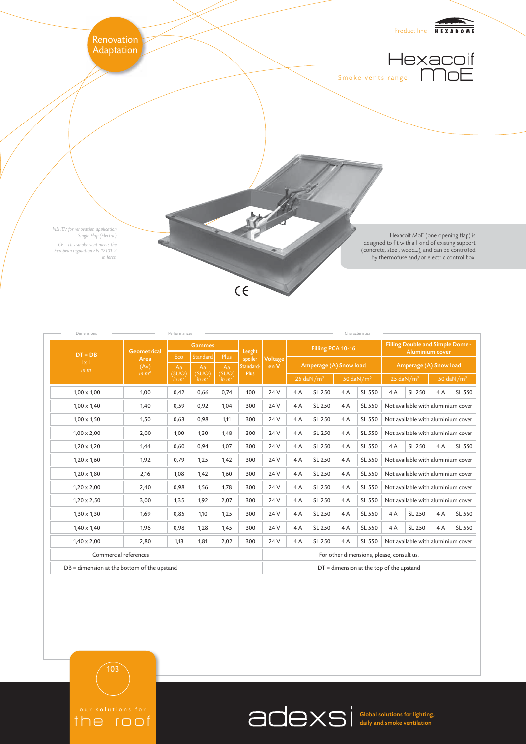Renovation Adaptation

Product line HEXADOME

# Hexacoif MoE

Smoke vents range

*NSHEV for renovation application Single Flap (Electric)*

*CE - This smoke vent meets the European regulation EN 12101-2 in force.*

Hexacoif MoE (one opening flap) is designed to fit with all kind of existing support (concrete, steel, wood...), and can be controlled by thermofuse and/or electric control box.

CE

| Dimensions | | Performances | | | | Characteristics | | | | | | | | |
|---|---|---|---|---|---|---|---|---|---|---|---|---|---|---|
| DT = DB l x L in m | Geometrical Area (Av) in m² | Gammes | | | Lenght spoiler Standard-Plus | Voltage en V | Filling PCA 10-16 | | | | Filling Double and Simple Dome - Aluminium cover | | | |
| | | Eco | Standard | Plus | | | Amperage (A) Snow load | | | | Amperage (A) Snow load | | | |
| | | Aa (SUO) in m² | Aa (SUO) in m² | Aa (SUO) in m² | | | 25 daN/m² | | 50 daN/m² | | 25 daN/m² | | 50 daN/m² | |
| 1,00 x 1,00 | 1,00 | 0,42 | 0,66 | 0,74 | 100 | 24 V | 4 A | SL 250 | 4 A | SL 550 | 4 A | SL 250 | 4 A | SL 550 |
| 1,00 x 1,40 | 1,40 | 0,59 | 0,92 | 1,04 | 300 | 24 V | 4 A | SL 250 | 4 A | SL 550 | Not available with aluminium cover | | | |
| 1,00 x 1,50 | 1,50 | 0,63 | 0,98 | 1,11 | 300 | 24 V | 4 A | SL 250 | 4 A | SL 550 | Not available with aluminium cover | | | |
| 1,00 x 2,00 | 2,00 | 1,00 | 1,30 | 1,48 | 300 | 24 V | 4 A | SL 250 | 4 A | SL 550 | Not available with aluminium cover | | | |
| 1,20 x 1,20 | 1,44 | 0,60 | 0,94 | 1,07 | 300 | 24 V | 4 A | SL 250 | 4 A | SL 550 | 4 A | SL 250 | 4 A | SL 550 |
| 1,20 x 1,60 | 1,92 | 0,79 | 1,25 | 1,42 | 300 | 24 V | 4 A | SL 250 | 4 A | SL 550 | Not available with aluminium cover | | | |
| 1,20 x 1,80 | 2,16 | 1,08 | 1,42 | 1,60 | 300 | 24 V | 4 A | SL 250 | 4 A | SL 550 | Not available with aluminium cover | | | |
| 1,20 x 2,00 | 2,40 | 0,98 | 1,56 | 1,78 | 300 | 24 V | 4 A | SL 250 | 4 A | SL 550 | Not available with aluminium cover | | | |
| 1,20 x 2,50 | 3,00 | 1,35 | 1,92 | 2,07 | 300 | 24 V | 4 A | SL 250 | 4 A | SL 550 | Not available with aluminium cover | | | |
| 1,30 x 1,30 | 1,69 | 0,85 | 1,10 | 1,25 | 300 | 24 V | 4 A | SL 250 | 4 A | SL 550 | 4 A | SL 250 | 4 A | SL 550 |
| 1,40 x 1,40 | 1,96 | 0,98 | 1,28 | 1,45 | 300 | 24 V | 4 A | SL 250 | 4 A | SL 550 | 4 A | SL 250 | 4 A | SL 550 |
| 1,40 x 2,00 | 2,80 | 1,13 | 1,81 | 2,02 | 300 | 24 V | 4 A | SL 250 | 4 A | SL 550 | Not available with aluminium cover | | | |
| Commercial references | | | | | | For other dimensions, please, consult us. | | | | | | | | |
| DB = dimension at the bottom of the upstand | | | | | | DT = dimension at the top of the upstand | | | | | | | | |

our solutions for the roof

adexsi Global solutions for lighting, daily and smoke ventilation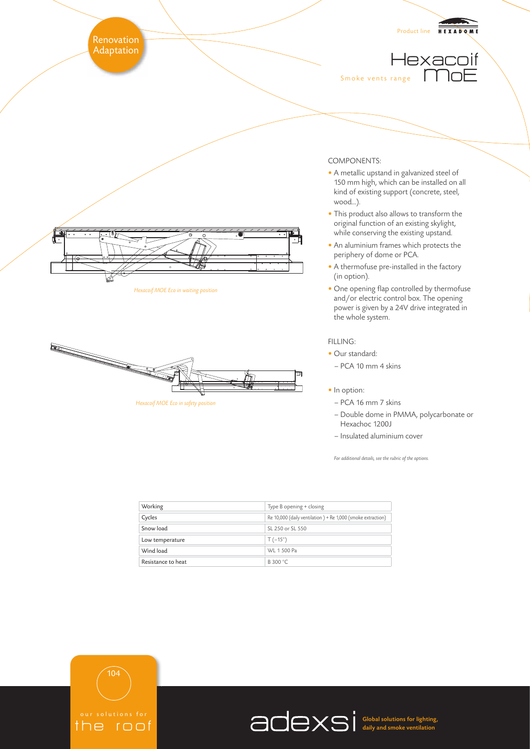Renovation
Adaptation

Product line HEXADOME

Smoke vents range

# Hexacoif MoE

*Hexacoif MOE Eco in waiting position*

*Hexacoif MOE Eco in safety position*

COMPONENTS:

- A metallic upstand in galvanized steel of 150 mm high, which can be installed on all kind of existing support (concrete, steel, wood...).
- This product also allows to transform the original function of an existing skylight, while conserving the existing upstand.
- An aluminium frames which protects the periphery of dome or PCA.
- A thermofuse pre-installed in the factory (in option).
- One opening flap controlled by thermofuse and/or electric control box. The opening power is given by a 24V drive integrated in the whole system.

FILLING:

- Our standard:
  - PCA 10 mm 4 skins
- In option:
  - PCA 16 mm 7 skins
  - Double dome in PMMA, polycarbonate or Hexachoc 1200J
  - Insulated aluminium cover

*For additional details, see the rubric of the options.*

| | |
|---|---|
| Working | Type B opening + closing |
| Cycles | Re 10,000 (daily ventilation ) + Re 1,000 (smoke extraction) |
| Snow load | SL 250 or SL 550 |
| Low temperature | T (−15°) |
| Wind load | WL 1 500 Pa |
| Resistance to heat | B 300 °C |

our solutions for the roof

adexsi Global solutions for lighting, daily and smoke ventilation